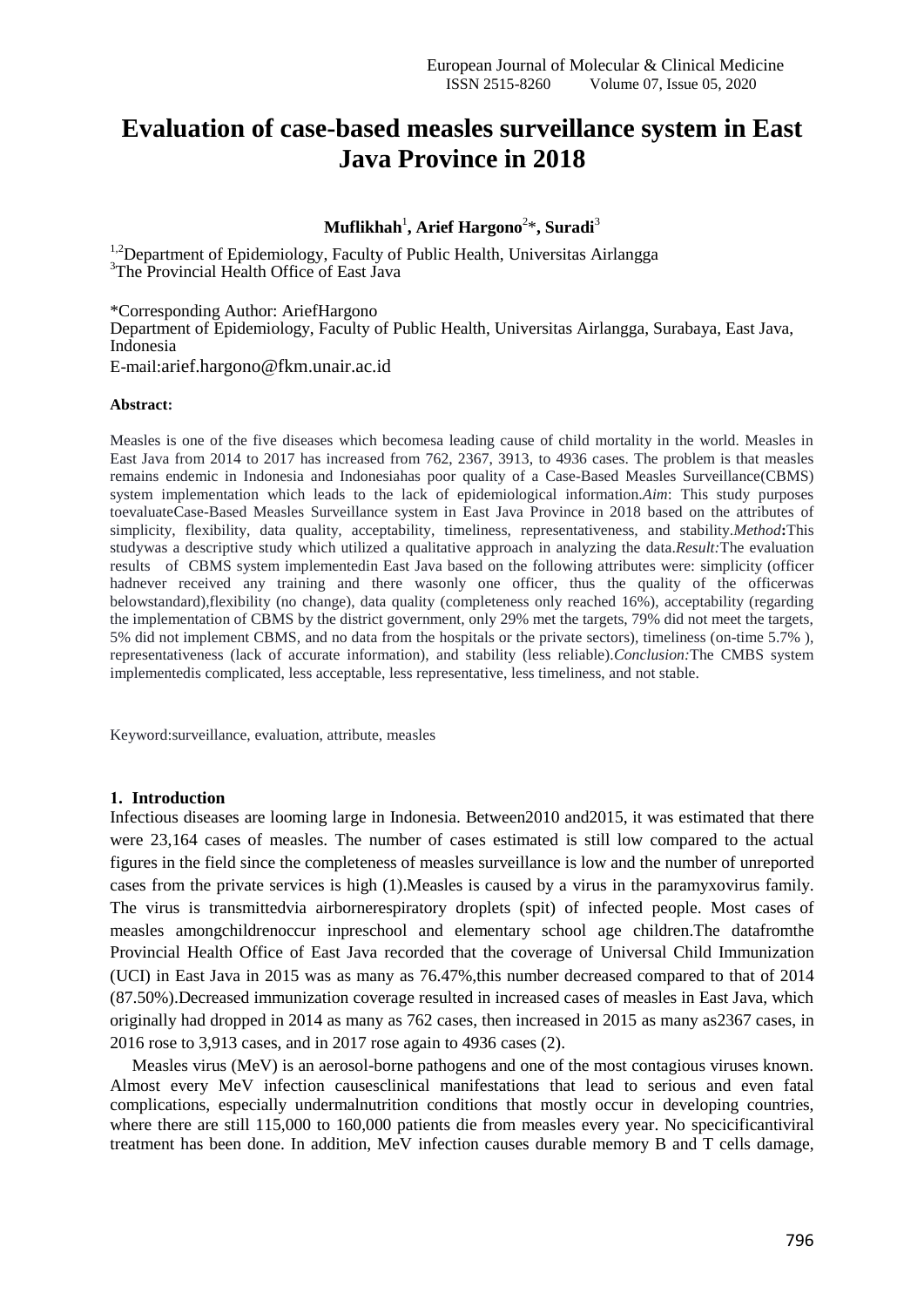# Evaluation of case-based measles surveillance system in East Java Province in 2018

**Muflikhah**[1]**, Arief Hargono**[2]*****, Suradi**[3]

[1,2]Department of Epidemiology, Faculty of Public Health, Universitas Airlangga
[3]The Provincial Health Office of East Java

*Corresponding Author: AriefHargono
Department of Epidemiology, Faculty of Public Health, Universitas Airlangga, Surabaya, East Java, Indonesia
E-mail:arief.hargono@fkm.unair.ac.id

**Abstract:**

Measles is one of the five diseases which becomesa leading cause of child mortality in the world. Measles in East Java from 2014 to 2017 has increased from 762, 2367, 3913, to 4936 cases. The problem is that measles remains endemic in Indonesia and Indonesiahas poor quality of a Case-Based Measles Surveillance(CBMS) system implementation which leads to the lack of epidemiological information.*Aim*: This study purposes toevaluateCase-Based Measles Surveillance system in East Java Province in 2018 based on the attributes of simplicity, flexibility, data quality, acceptability, timeliness, representativeness, and stability.*Method***:**This studywas a descriptive study which utilized a qualitative approach in analyzing the data.*Result:*The evaluation results of CBMS system implementedin East Java based on the following attributes were: simplicity (officer hadnever received any training and there wasonly one officer, thus the quality of the officerwas belowstandard),flexibility (no change), data quality (completeness only reached 16%), acceptability (regarding the implementation of CBMS by the district government, only 29% met the targets, 79% did not meet the targets, 5% did not implement CBMS, and no data from the hospitals or the private sectors), timeliness (on-time 5.7% ), representativeness (lack of accurate information), and stability (less reliable).*Conclusion:*The CMBS system implementedis complicated, less acceptable, less representative, less timeliness, and not stable.

Keyword:surveillance, evaluation, attribute, measles

## 1. Introduction

Infectious diseases are looming large in Indonesia. Between2010 and2015, it was estimated that there were 23,164 cases of measles. The number of cases estimated is still low compared to the actual figures in the field since the completeness of measles surveillance is low and the number of unreported cases from the private services is high (1).Measles is caused by a virus in the paramyxovirus family. The virus is transmittedvia airbornerespiratory droplets (spit) of infected people. Most cases of measles amongchildrenoccur inpreschool and elementary school age children.The datafromthe Provincial Health Office of East Java recorded that the coverage of Universal Child Immunization (UCI) in East Java in 2015 was as many as 76.47%,this number decreased compared to that of 2014 (87.50%).Decreased immunization coverage resulted in increased cases of measles in East Java, which originally had dropped in 2014 as many as 762 cases, then increased in 2015 as many as2367 cases, in 2016 rose to 3,913 cases, and in 2017 rose again to 4936 cases (2).

Measles virus (MeV) is an aerosol-borne pathogens and one of the most contagious viruses known. Almost every MeV infection causesclinical manifestations that lead to serious and even fatal complications, especially undermalnutrition conditions that mostly occur in developing countries, where there are still 115,000 to 160,000 patients die from measles every year. No specificantiviral treatment has been done. In addition, MeV infection causes durable memory B and T cells damage,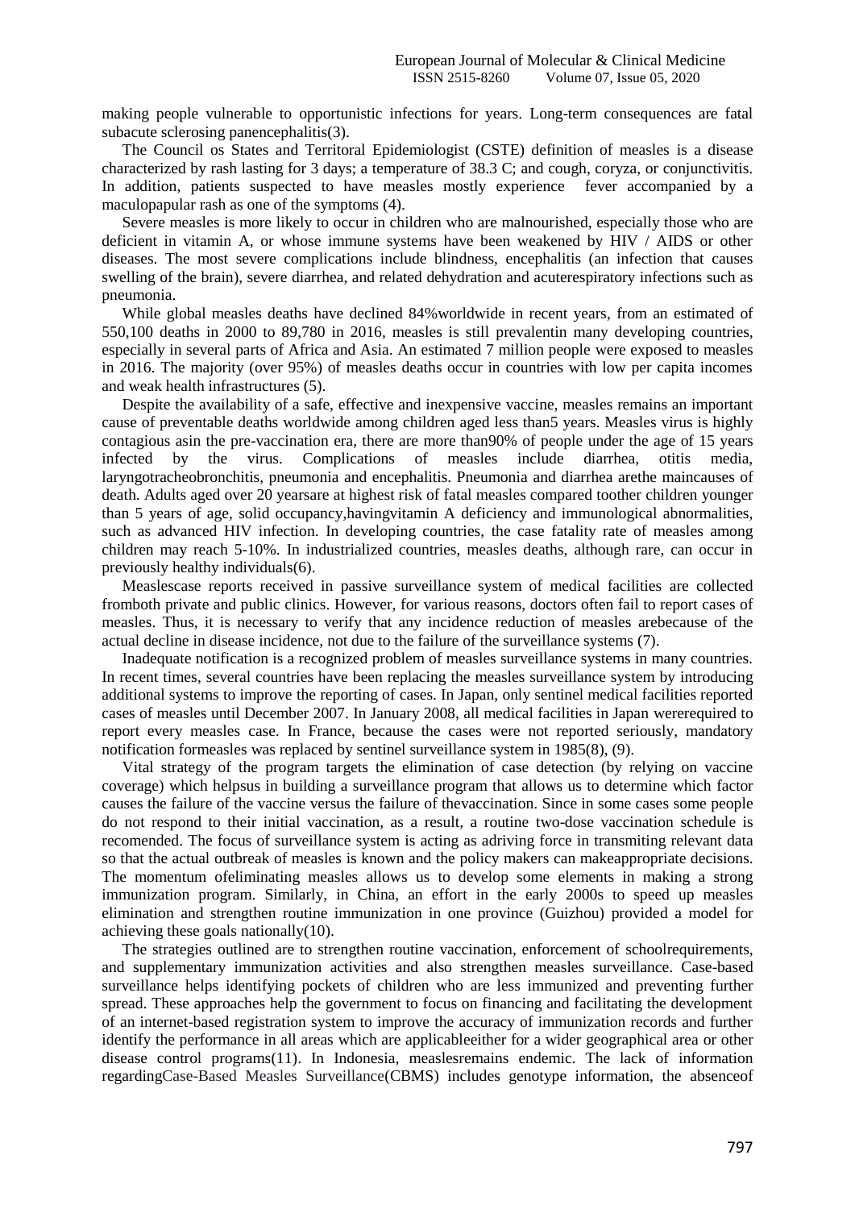making people vulnerable to opportunistic infections for years. Long-term consequences are fatal subacute sclerosing panencephalitis(3).

The Council os States and Territoral Epidemiologist (CSTE) definition of measles is a disease characterized by rash lasting for 3 days; a temperature of 38.3 C; and cough, coryza, or conjunctivitis. In addition, patients suspected to have measles mostly experience fever accompanied by a maculopapular rash as one of the symptoms (4).

Severe measles is more likely to occur in children who are malnourished, especially those who are deficient in vitamin A, or whose immune systems have been weakened by HIV / AIDS or other diseases. The most severe complications include blindness, encephalitis (an infection that causes swelling of the brain), severe diarrhea, and related dehydration and acuterespiratory infections such as pneumonia.

While global measles deaths have declined 84%worldwide in recent years, from an estimated of 550,100 deaths in 2000 to 89,780 in 2016, measles is still prevalentin many developing countries, especially in several parts of Africa and Asia. An estimated 7 million people were exposed to measles in 2016. The majority (over 95%) of measles deaths occur in countries with low per capita incomes and weak health infrastructures (5).

Despite the availability of a safe, effective and inexpensive vaccine, measles remains an important cause of preventable deaths worldwide among children aged less than5 years. Measles virus is highly contagious asin the pre-vaccination era, there are more than90% of people under the age of 15 years infected by the virus. Complications of measles include diarrhea, otitis media, laryngotracheobronchitis, pneumonia and encephalitis. Pneumonia and diarrhea arethe maincauses of death. Adults aged over 20 yearsare at highest risk of fatal measles compared toother children younger than 5 years of age, solid occupancy,havingvitamin A deficiency and immunological abnormalities, such as advanced HIV infection. In developing countries, the case fatality rate of measles among children may reach 5-10%. In industrialized countries, measles deaths, although rare, can occur in previously healthy individuals(6).

Measlescase reports received in passive surveillance system of medical facilities are collected fromboth private and public clinics. However, for various reasons, doctors often fail to report cases of measles. Thus, it is necessary to verify that any incidence reduction of measles arebecause of the actual decline in disease incidence, not due to the failure of the surveillance systems (7).

Inadequate notification is a recognized problem of measles surveillance systems in many countries. In recent times, several countries have been replacing the measles surveillance system by introducing additional systems to improve the reporting of cases. In Japan, only sentinel medical facilities reported cases of measles until December 2007. In January 2008, all medical facilities in Japan wererequired to report every measles case. In France, because the cases were not reported seriously, mandatory notification formeasles was replaced by sentinel surveillance system in 1985(8), (9).

Vital strategy of the program targets the elimination of case detection (by relying on vaccine coverage) which helpsus in building a surveillance program that allows us to determine which factor causes the failure of the vaccine versus the failure of thevaccination. Since in some cases some people do not respond to their initial vaccination, as a result, a routine two-dose vaccination schedule is recomended. The focus of surveillance system is acting as adriving force in transmiting relevant data so that the actual outbreak of measles is known and the policy makers can makeappropriate decisions. The momentum ofeliminating measles allows us to develop some elements in making a strong immunization program. Similarly, in China, an effort in the early 2000s to speed up measles elimination and strengthen routine immunization in one province (Guizhou) provided a model for achieving these goals nationally(10).

The strategies outlined are to strengthen routine vaccination, enforcement of schoolrequirements, and supplementary immunization activities and also strengthen measles surveillance. Case-based surveillance helps identifying pockets of children who are less immunized and preventing further spread. These approaches help the government to focus on financing and facilitating the development of an internet-based registration system to improve the accuracy of immunization records and further identify the performance in all areas which are applicableeither for a wider geographical area or other disease control programs(11). In Indonesia, measlesremains endemic. The lack of information regardingCase-Based Measles Surveillance(CBMS) includes genotype information, the absenceof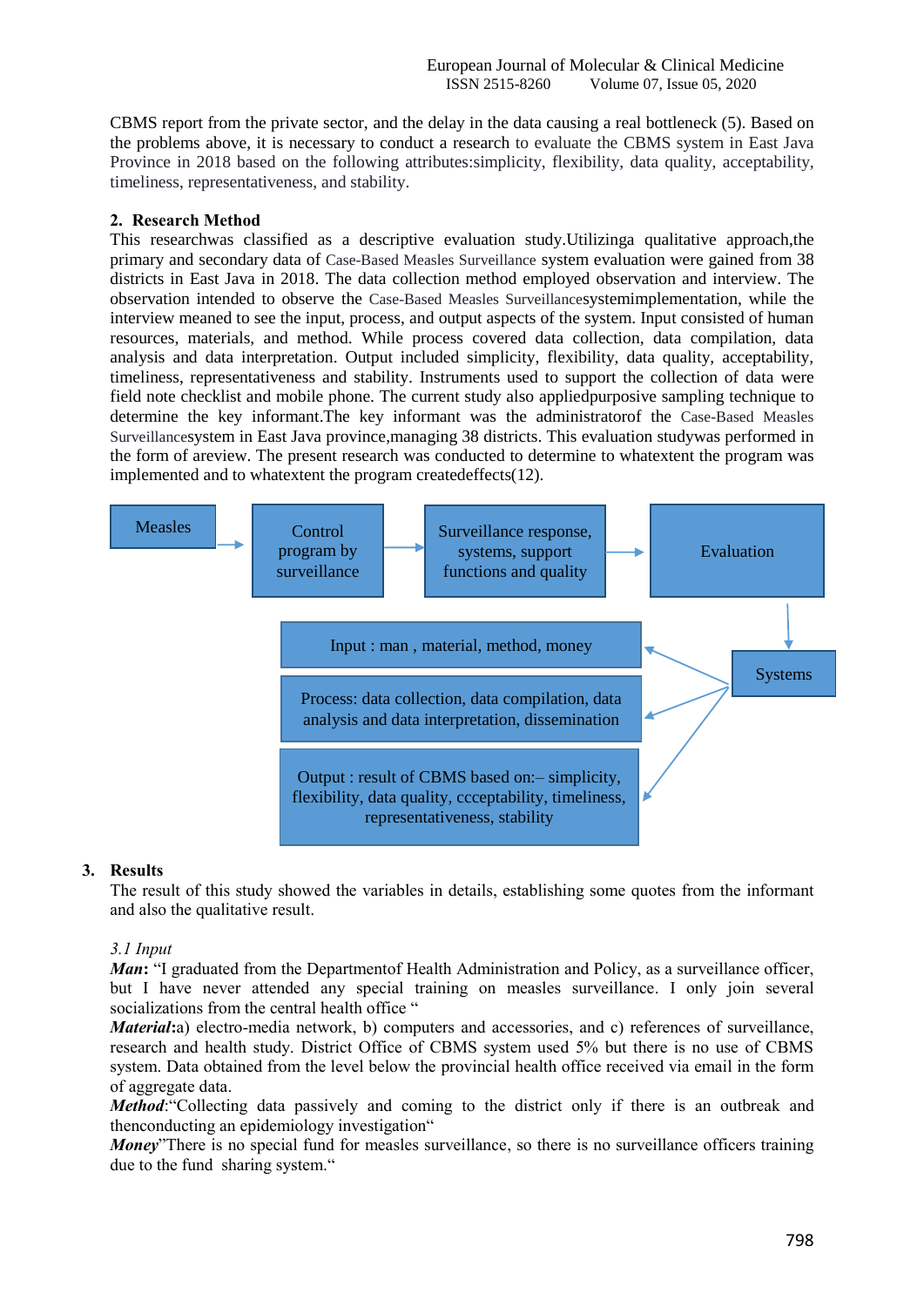CBMS report from the private sector, and the delay in the data causing a real bottleneck (5). Based on the problems above, it is necessary to conduct a research to evaluate the CBMS system in East Java Province in 2018 based on the following attributes:simplicity, flexibility, data quality, acceptability, timeliness, representativeness, and stability.

## 2. Research Method

This researchwas classified as a descriptive evaluation study.Utilizinga qualitative approach,the primary and secondary data of Case-Based Measles Surveillance system evaluation were gained from 38 districts in East Java in 2018. The data collection method employed observation and interview. The observation intended to observe the Case-Based Measles Surveillancesystemimplementation, while the interview meaned to see the input, process, and output aspects of the system. Input consisted of human resources, materials, and method. While process covered data collection, data compilation, data analysis and data interpretation. Output included simplicity, flexibility, data quality, acceptability, timeliness, representativeness and stability. Instruments used to support the collection of data were field note checklist and mobile phone. The current study also appliedpurposive sampling technique to determine the key informant.The key informant was the administratorof the Case-Based Measles Surveillancesystem in East Java province,managing 38 districts. This evaluation studywas performed in the form of areview. The present research was conducted to determine to whatextent the program was implemented and to whatextent the program createdeffects(12).

Measles → Control program by surveillance → Surveillance response, systems, support functions and quality → Evaluation → Systems

Systems → Input : man , material, method, money

Systems → Process: data collection, data compilation, data analysis and data interpretation, dissemination

Systems → Output : result of CBMS based on:– simplicity, flexibility, data quality, ccceptability, timeliness, representativeness, stability

## 3. Results

The result of this study showed the variables in details, establishing some quotes from the informant and also the qualitative result.

### *3.1 Input*

***Man***: "I graduated from the Departmentof Health Administration and Policy, as a surveillance officer, but I have never attended any special training on measles surveillance. I only join several socializations from the central health office "

***Material***:a) electro-media network, b) computers and accessories, and c) references of surveillance, research and health study. District Office of CBMS system used 5% but there is no use of CBMS system. Data obtained from the level below the provincial health office received via email in the form of aggregate data.

***Method***:"Collecting data passively and coming to the district only if there is an outbreak and thenconducting an epidemiology investigation"

***Money***"There is no special fund for measles surveillance, so there is no surveillance officers training due to the fund sharing system."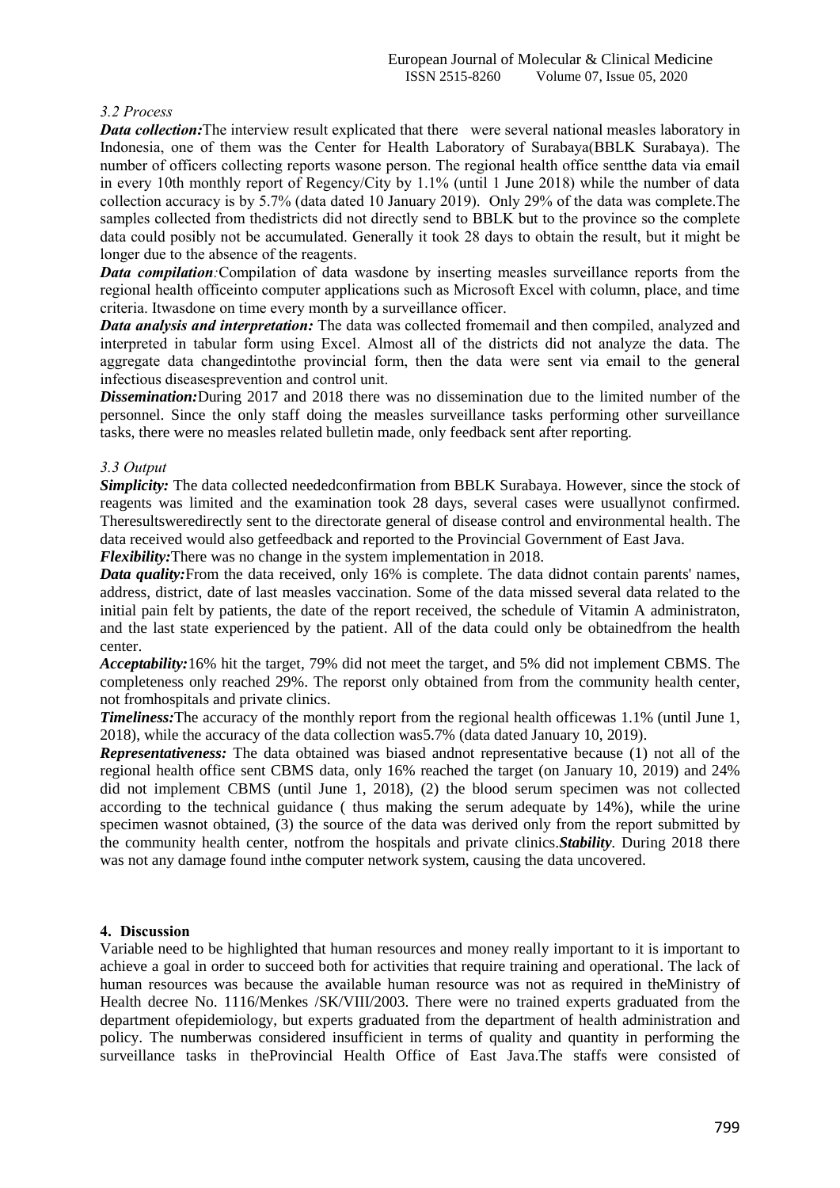*3.2 Process*

***Data collection:***The interview result explicated that there were several national measles laboratory in Indonesia, one of them was the Center for Health Laboratory of Surabaya(BBLK Surabaya). The number of officers collecting reports wasone person. The regional health office sentthe data via email in every 10th monthly report of Regency/City by 1.1% (until 1 June 2018) while the number of data collection accuracy is by 5.7% (data dated 10 January 2019). Only 29% of the data was complete.The samples collected from thedistricts did not directly send to BBLK but to the province so the complete data could posibly not be accumulated. Generally it took 28 days to obtain the result, but it might be longer due to the absence of the reagents.

***Data compilation**:*Compilation of data wasdone by inserting measles surveillance reports from the regional health officeinto computer applications such as Microsoft Excel with column, place, and time criteria. Itwasdone on time every month by a surveillance officer.

***Data analysis and interpretation:*** The data was collected fromemail and then compiled, analyzed and interpreted in tabular form using Excel. Almost all of the districts did not analyze the data. The aggregate data changedintothe provincial form, then the data were sent via email to the general infectious diseasesprevention and control unit.

***Dissemination:***During 2017 and 2018 there was no dissemination due to the limited number of the personnel. Since the only staff doing the measles surveillance tasks performing other surveillance tasks, there were no measles related bulletin made, only feedback sent after reporting.

*3.3 Output*

***Simplicity:*** The data collected neededconfirmation from BBLK Surabaya. However, since the stock of reagents was limited and the examination took 28 days, several cases were usuallynot confirmed. Theresultsweredirectly sent to the directorate general of disease control and environmental health. The data received would also getfeedback and reported to the Provincial Government of East Java.

***Flexibility:***There was no change in the system implementation in 2018.

***Data quality:***From the data received, only 16% is complete. The data didnot contain parents' names, address, district, date of last measles vaccination. Some of the data missed several data related to the initial pain felt by patients, the date of the report received, the schedule of Vitamin A administraton, and the last state experienced by the patient. All of the data could only be obtainedfrom the health center.

***Acceptability:***16% hit the target, 79% did not meet the target, and 5% did not implement CBMS. The completeness only reached 29%. The reporst only obtained from from the community health center, not fromhospitals and private clinics.

***Timeliness:***The accuracy of the monthly report from the regional health officewas 1.1% (until June 1, 2018), while the accuracy of the data collection was5.7% (data dated January 10, 2019).

***Representativeness:*** The data obtained was biased andnot representative because (1) not all of the regional health office sent CBMS data, only 16% reached the target (on January 10, 2019) and 24% did not implement CBMS (until June 1, 2018), (2) the blood serum specimen was not collected according to the technical guidance ( thus making the serum adequate by 14%), while the urine specimen wasnot obtained, (3) the source of the data was derived only from the report submitted by the community health center, notfrom the hospitals and private clinics.***Stability***. During 2018 there was not any damage found inthe computer network system, causing the data uncovered.

## 4. Discussion

Variable need to be highlighted that human resources and money really important to it is important to achieve a goal in order to succeed both for activities that require training and operational. The lack of human resources was because the available human resource was not as required in theMinistry of Health decree No. 1116/Menkes /SK/VIII/2003. There were no trained experts graduated from the department ofepidemiology, but experts graduated from the department of health administration and policy. The numberwas considered insufficient in terms of quality and quantity in performing the surveillance tasks in theProvincial Health Office of East Java.The staffs were consisted of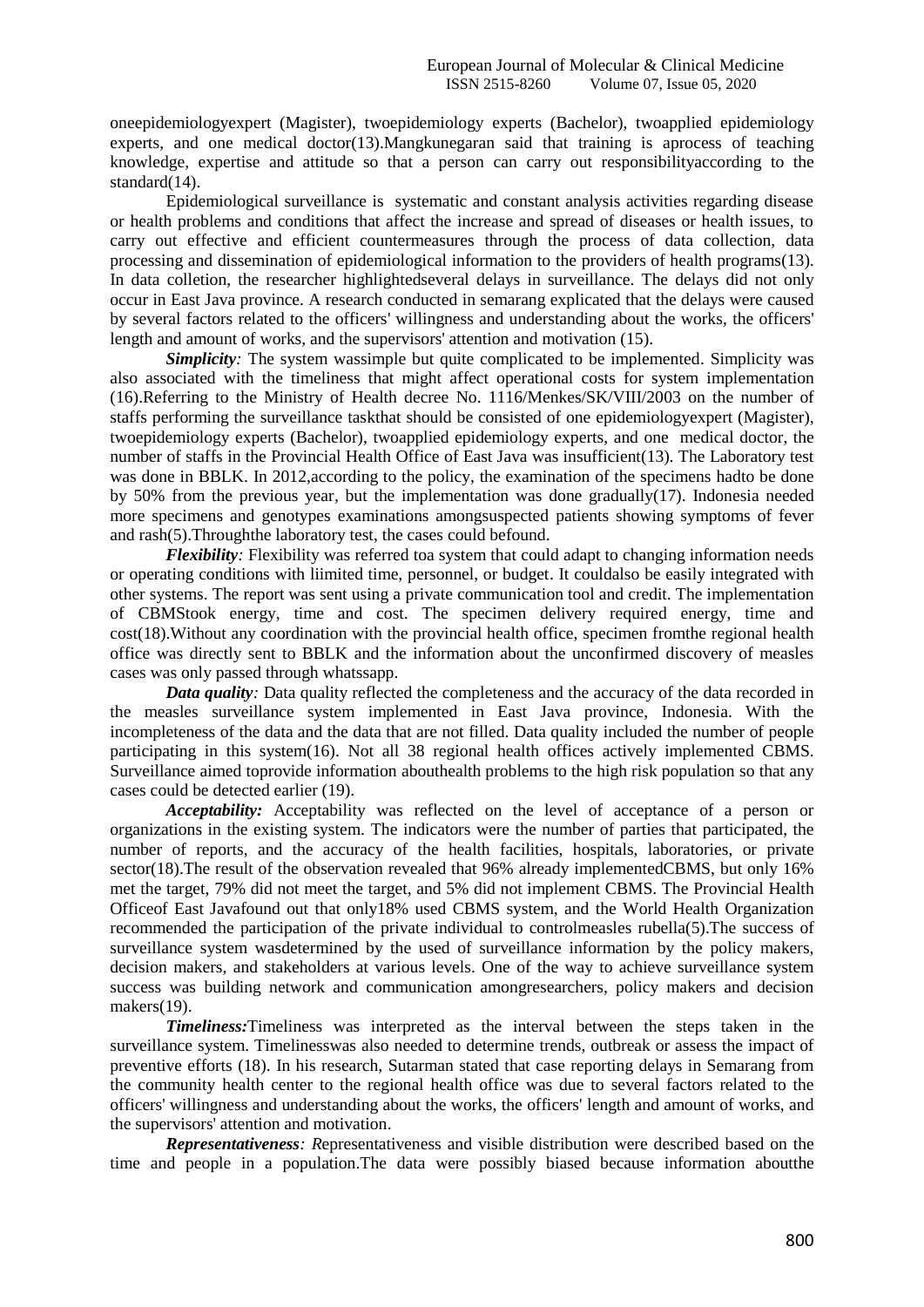oneepidemiologyexpert (Magister), twoepidemiology experts (Bachelor), twoapplied epidemiology experts, and one medical doctor(13).Mangkunegaran said that training is aprocess of teaching knowledge, expertise and attitude so that a person can carry out responsibilityaccording to the standard(14).

Epidemiological surveillance is systematic and constant analysis activities regarding disease or health problems and conditions that affect the increase and spread of diseases or health issues, to carry out effective and efficient countermeasures through the process of data collection, data processing and dissemination of epidemiological information to the providers of health programs(13). In data colletion, the researcher highlightedseveral delays in surveillance. The delays did not only occur in East Java province. A research conducted in semarang explicated that the delays were caused by several factors related to the officers' willingness and understanding about the works, the officers' length and amount of works, and the supervisors' attention and motivation (15).

***Simplicity:*** The system wassimple but quite complicated to be implemented. Simplicity was also associated with the timeliness that might affect operational costs for system implementation (16).Referring to the Ministry of Health decree No. 1116/Menkes/SK/VIII/2003 on the number of staffs performing the surveillance taskthat should be consisted of one epidemiologyexpert (Magister), twoepidemiology experts (Bachelor), twoapplied epidemiology experts, and one medical doctor, the number of staffs in the Provincial Health Office of East Java was insufficient(13). The Laboratory test was done in BBLK. In 2012,according to the policy, the examination of the specimens hadto be done by 50% from the previous year, but the implementation was done gradually(17). Indonesia needed more specimens and genotypes examinations amongsuspected patients showing symptoms of fever and rash(5).Throughthe laboratory test, the cases could befound.

***Flexibility:*** Flexibility was referred toa system that could adapt to changing information needs or operating conditions with liimited time, personnel, or budget. It couldalso be easily integrated with other systems. The report was sent using a private communication tool and credit. The implementation of CBMStook energy, time and cost. The specimen delivery required energy, time and cost(18).Without any coordination with the provincial health office, specimen fromthe regional health office was directly sent to BBLK and the information about the unconfirmed discovery of measles cases was only passed through whatssapp.

***Data quality:*** Data quality reflected the completeness and the accuracy of the data recorded in the measles surveillance system implemented in East Java province, Indonesia. With the incompleteness of the data and the data that are not filled. Data quality included the number of people participating in this system(16). Not all 38 regional health offices actively implemented CBMS. Surveillance aimed toprovide information abouthealth problems to the high risk population so that any cases could be detected earlier (19).

***Acceptability:*** Acceptability was reflected on the level of acceptance of a person or organizations in the existing system. The indicators were the number of parties that participated, the number of reports, and the accuracy of the health facilities, hospitals, laboratories, or private sector(18).The result of the observation revealed that 96% already implementedCBMS, but only 16% met the target, 79% did not meet the target, and 5% did not implement CBMS. The Provincial Health Officeof East Javafound out that only18% used CBMS system, and the World Health Organization recommended the participation of the private individual to controlmeasles rubella(5).The success of surveillance system wasdetermined by the used of surveillance information by the policy makers, decision makers, and stakeholders at various levels. One of the way to achieve surveillance system success was building network and communication amongresearchers, policy makers and decision makers(19).

***Timeliness:***Timeliness was interpreted as the interval between the steps taken in the surveillance system. Timelinesswas also needed to determine trends, outbreak or assess the impact of preventive efforts (18). In his research, Sutarman stated that case reporting delays in Semarang from the community health center to the regional health office was due to several factors related to the officers' willingness and understanding about the works, the officers' length and amount of works, and the supervisors' attention and motivation.

***Representativeness:*** *R*epresentativeness and visible distribution were described based on the time and people in a population.The data were possibly biased because information aboutthe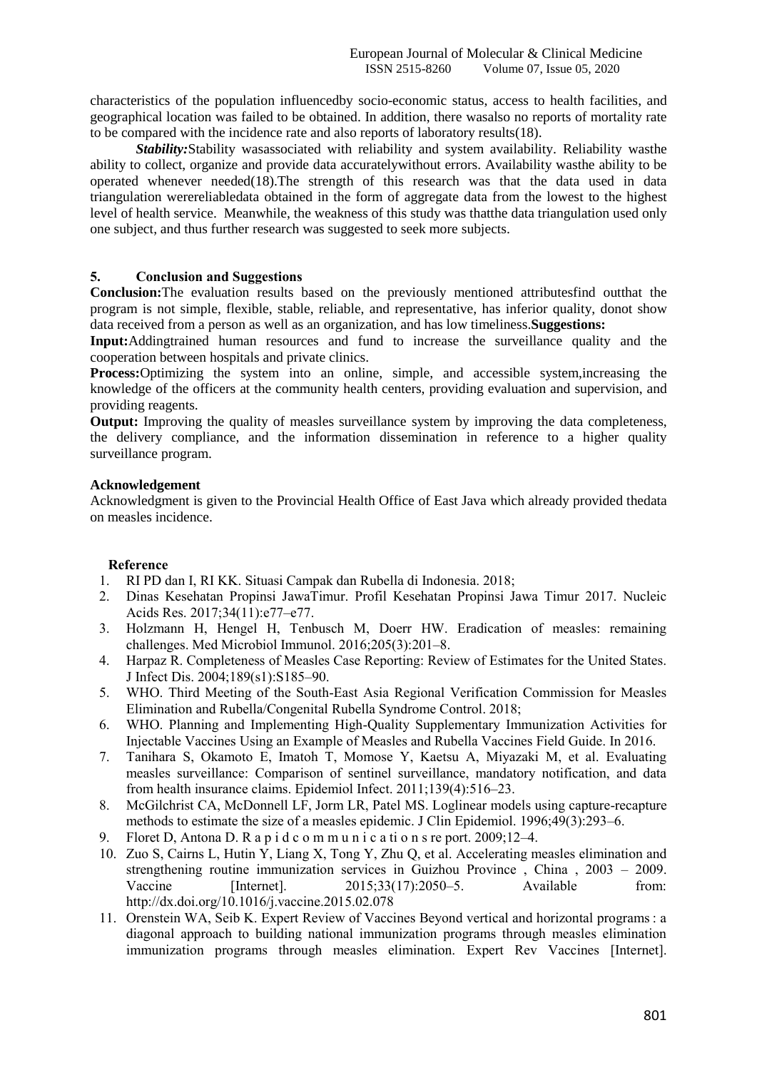characteristics of the population influencedby socio-economic status, access to health facilities, and geographical location was failed to be obtained. In addition, there wasalso no reports of mortality rate to be compared with the incidence rate and also reports of laboratory results(18).

***Stability:***Stability wasassociated with reliability and system availability. Reliability wasthe ability to collect, organize and provide data accuratelywithout errors. Availability wasthe ability to be operated whenever needed(18).The strength of this research was that the data used in data triangulation werereliabledata obtained in the form of aggregate data from the lowest to the highest level of health service. Meanwhile, the weakness of this study was thatthe data triangulation used only one subject, and thus further research was suggested to seek more subjects.

## 5. Conclusion and Suggestions

**Conclusion:**The evaluation results based on the previously mentioned attributesfind outthat the program is not simple, flexible, stable, reliable, and representative, has inferior quality, donot show data received from a person as well as an organization, and has low timeliness.**Suggestions:**

**Input:**Addingtrained human resources and fund to increase the surveillance quality and the cooperation between hospitals and private clinics.

**Process:**Optimizing the system into an online, simple, and accessible system,increasing the knowledge of the officers at the community health centers, providing evaluation and supervision, and providing reagents.

**Output:** Improving the quality of measles surveillance system by improving the data completeness, the delivery compliance, and the information dissemination in reference to a higher quality surveillance program.

## Acknowledgement

Acknowledgment is given to the Provincial Health Office of East Java which already provided thedata on measles incidence.

## Reference

1. RI PD dan I, RI KK. Situasi Campak dan Rubella di Indonesia. 2018;
2. Dinas Kesehatan Propinsi JawaTimur. Profil Kesehatan Propinsi Jawa Timur 2017. Nucleic Acids Res. 2017;34(11):e77–e77.
3. Holzmann H, Hengel H, Tenbusch M, Doerr HW. Eradication of measles: remaining challenges. Med Microbiol Immunol. 2016;205(3):201–8.
4. Harpaz R. Completeness of Measles Case Reporting: Review of Estimates for the United States. J Infect Dis. 2004;189(s1):S185–90.
5. WHO. Third Meeting of the South-East Asia Regional Verification Commission for Measles Elimination and Rubella/Congenital Rubella Syndrome Control. 2018;
6. WHO. Planning and Implementing High-Quality Supplementary Immunization Activities for Injectable Vaccines Using an Example of Measles and Rubella Vaccines Field Guide. In 2016.
7. Tanihara S, Okamoto E, Imatoh T, Momose Y, Kaetsu A, Miyazaki M, et al. Evaluating measles surveillance: Comparison of sentinel surveillance, mandatory notification, and data from health insurance claims. Epidemiol Infect. 2011;139(4):516–23.
8. McGilchrist CA, McDonnell LF, Jorm LR, Patel MS. Loglinear models using capture-recapture methods to estimate the size of a measles epidemic. J Clin Epidemiol. 1996;49(3):293–6.
9. Floret D, Antona D. R a p i d c o m m u n i c a ti o n s re port. 2009;12–4.
10. Zuo S, Cairns L, Hutin Y, Liang X, Tong Y, Zhu Q, et al. Accelerating measles elimination and strengthening routine immunization services in Guizhou Province , China , 2003 – 2009. Vaccine [Internet]. 2015;33(17):2050–5. Available from: http://dx.doi.org/10.1016/j.vaccine.2015.02.078
11. Orenstein WA, Seib K. Expert Review of Vaccines Beyond vertical and horizontal programs : a diagonal approach to building national immunization programs through measles elimination immunization programs through measles elimination. Expert Rev Vaccines [Internet].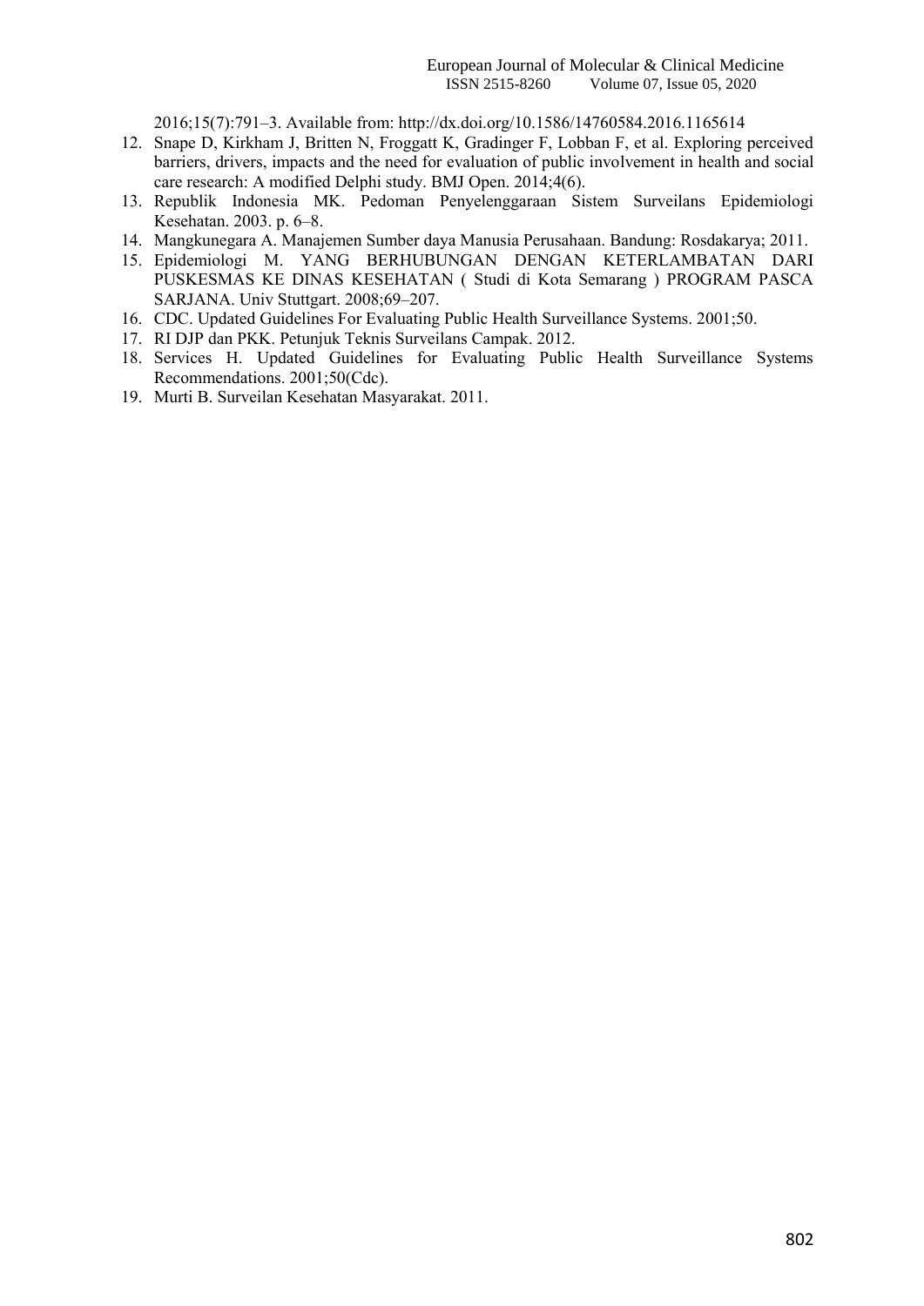2016;15(7):791–3. Available from: http://dx.doi.org/10.1586/14760584.2016.1165614

12. Snape D, Kirkham J, Britten N, Froggatt K, Gradinger F, Lobban F, et al. Exploring perceived barriers, drivers, impacts and the need for evaluation of public involvement in health and social care research: A modified Delphi study. BMJ Open. 2014;4(6).
13. Republik Indonesia MK. Pedoman Penyelenggaraan Sistem Surveilans Epidemiologi Kesehatan. 2003. p. 6–8.
14. Mangkunegara A. Manajemen Sumber daya Manusia Perusahaan. Bandung: Rosdakarya; 2011.
15. Epidemiologi M. YANG BERHUBUNGAN DENGAN KETERLAMBATAN DARI PUSKESMAS KE DINAS KESEHATAN ( Studi di Kota Semarang ) PROGRAM PASCA SARJANA. Univ Stuttgart. 2008;69–207.
16. CDC. Updated Guidelines For Evaluating Public Health Surveillance Systems. 2001;50.
17. RI DJP dan PKK. Petunjuk Teknis Surveilans Campak. 2012.
18. Services H. Updated Guidelines for Evaluating Public Health Surveillance Systems Recommendations. 2001;50(Cdc).
19. Murti B. Surveilan Kesehatan Masyarakat. 2011.